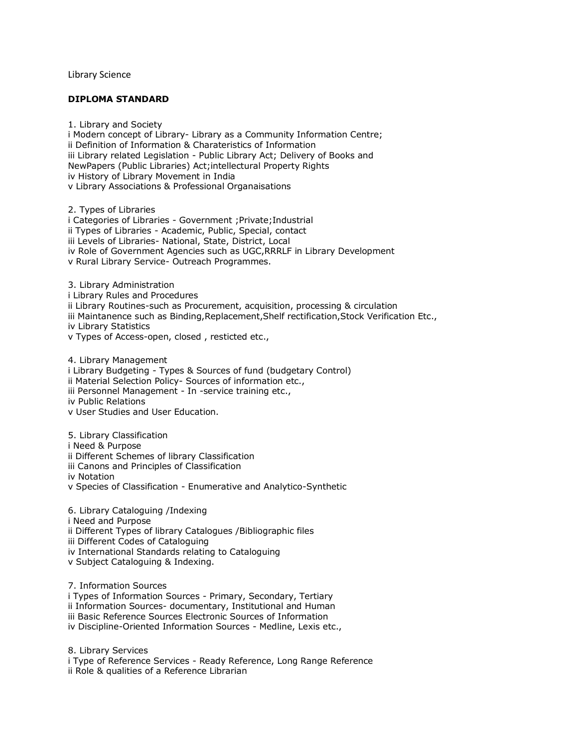Library Science

**DIPLOMA STANDARD**

1. Library and Society
i Modern concept of Library- Library as a Community Information Centre;
ii Definition of Information & Charateristics of Information
iii Library related Legislation - Public Library Act; Delivery of Books and NewPapers (Public Libraries) Act;intellectural Property Rights
iv History of Library Movement in India
v Library Associations & Professional Organaisations

2. Types of Libraries
i Categories of Libraries - Government ;Private;Industrial
ii Types of Libraries - Academic, Public, Special, contact
iii Levels of Libraries- National, State, District, Local
iv Role of Government Agencies such as UGC,RRRLF in Library Development
v Rural Library Service- Outreach Programmes.

3. Library Administration
i Library Rules and Procedures
ii Library Routines-such as Procurement, acquisition, processing & circulation
iii Maintanence such as Binding,Replacement,Shelf rectification,Stock Verification Etc.,
iv Library Statistics
v Types of Access-open, closed , resticted etc.,

4. Library Management
i Library Budgeting - Types & Sources of fund (budgetary Control)
ii Material Selection Policy- Sources of information etc.,
iii Personnel Management - In -service training etc.,
iv Public Relations
v User Studies and User Education.

5. Library Classification
i Need & Purpose
ii Different Schemes of library Classification
iii Canons and Principles of Classification
iv Notation
v Species of Classification - Enumerative and Analytico-Synthetic

6. Library Cataloguing /Indexing
i Need and Purpose
ii Different Types of library Catalogues /Bibliographic files
iii Different Codes of Cataloguing
iv International Standards relating to Cataloguing
v Subject Cataloguing & Indexing.

7. Information Sources
i Types of Information Sources - Primary, Secondary, Tertiary
ii Information Sources- documentary, Institutional and Human
iii Basic Reference Sources Electronic Sources of Information
iv Discipline-Oriented Information Sources - Medline, Lexis etc.,

8. Library Services
i Type of Reference Services - Ready Reference, Long Range Reference
ii Role & qualities of a Reference Librarian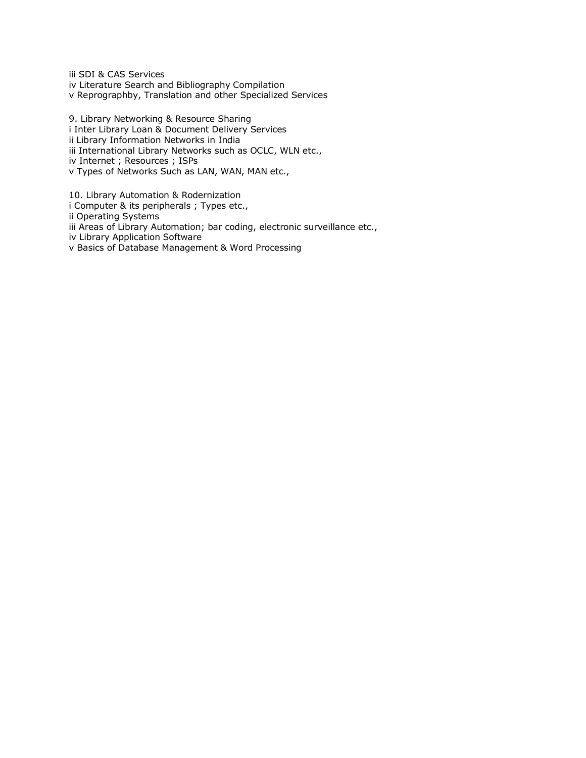iii SDI & CAS Services
iv Literature Search and Bibliography Compilation
v Reprographby, Translation and other Specialized Services

9. Library Networking & Resource Sharing
i Inter Library Loan & Document Delivery Services
ii Library Information Networks in India
iii International Library Networks such as OCLC, WLN etc.,
iv Internet ; Resources ; ISPs
v Types of Networks Such as LAN, WAN, MAN etc.,

10. Library Automation & Rodernization
i Computer & its peripherals ; Types etc.,
ii Operating Systems
iii Areas of Library Automation; bar coding, electronic surveillance etc.,
iv Library Application Software
v Basics of Database Management & Word Processing